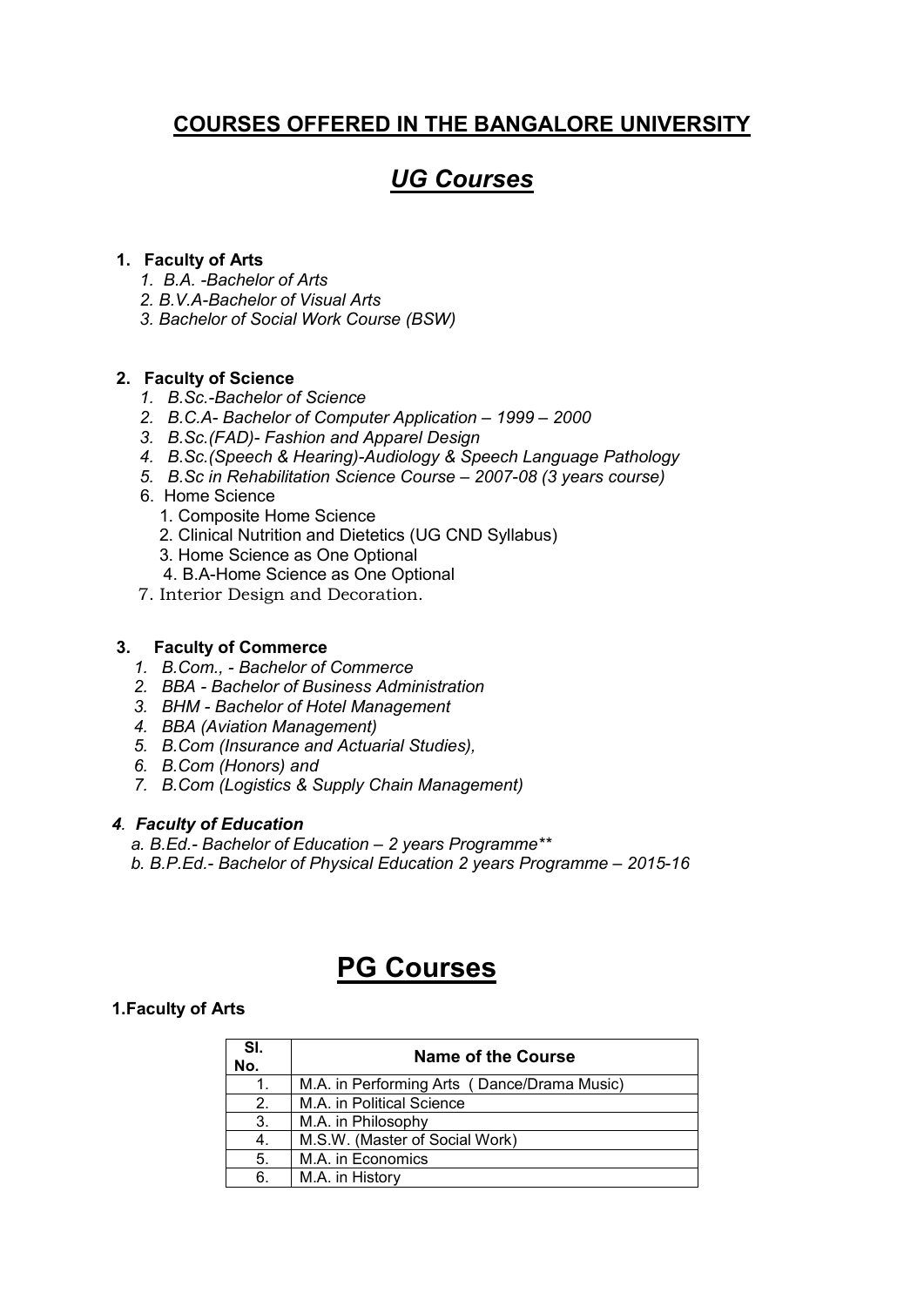# COURSES OFFERED IN THE BANGALORE UNIVERSITY

## *UG Courses*

1. **Faculty of Arts**
   1. *B.A. -Bachelor of Arts*
   2. *B.V.A-Bachelor of Visual Arts*
   3. *Bachelor of Social Work Course (BSW)*

2. **Faculty of Science**
   1. *B.Sc.-Bachelor of Science*
   2. *B.C.A- Bachelor of Computer Application – 1999 – 2000*
   3. *B.Sc.(FAD)- Fashion and Apparel Design*
   4. *B.Sc.(Speech & Hearing)-Audiology & Speech Language Pathology*
   5. *B.Sc in Rehabilitation Science Course – 2007-08 (3 years course)*
   6. Home Science
      1. Composite Home Science
      2. Clinical Nutrition and Dietetics (UG CND Syllabus)
      3. Home Science as One Optional
      4. B.A-Home Science as One Optional
   7. Interior Design and Decoration.

3. **Faculty of Commerce**
   1. *B.Com., - Bachelor of Commerce*
   2. *BBA - Bachelor of Business Administration*
   3. *BHM - Bachelor of Hotel Management*
   4. *BBA (Aviation Management)*
   5. *B.Com (Insurance and Actuarial Studies),*
   6. *B.Com (Honors) and*
   7. *B.Com (Logistics & Supply Chain Management)*

***4. Faculty of Education***

   *a. B.Ed.- Bachelor of Education – 2 years Programme***

   *b. B.P.Ed.- Bachelor of Physical Education 2 years Programme – 2015-16*

# PG Courses

**1.Faculty of Arts**

| Sl. No. | Name of the Course |
|---|---|
| 1. | M.A. in Performing Arts ( Dance/Drama Music) |
| 2. | M.A. in Political Science |
| 3. | M.A. in Philosophy |
| 4. | M.S.W. (Master of Social Work) |
| 5. | M.A. in Economics |
| 6. | M.A. in History |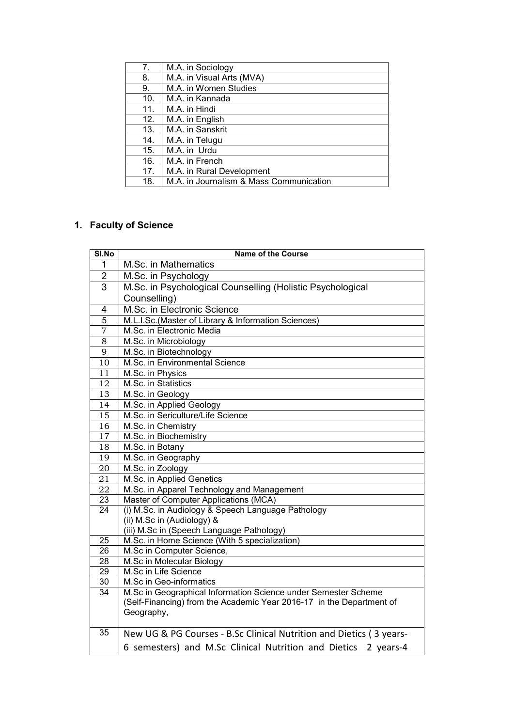| | |
|---|---|
| 7. | M.A. in Sociology |
| 8. | M.A. in Visual Arts (MVA) |
| 9. | M.A. in Women Studies |
| 10. | M.A. in Kannada |
| 11. | M.A. in Hindi |
| 12. | M.A. in English |
| 13. | M.A. in Sanskrit |
| 14. | M.A. in Telugu |
| 15. | M.A. in Urdu |
| 16. | M.A. in French |
| 17. | M.A. in Rural Development |
| 18. | M.A. in Journalism & Mass Communication |

## 1. Faculty of Science

| Sl.No | Name of the Course |
|---|---|
| 1 | M.Sc. in Mathematics |
| 2 | M.Sc. in Psychology |
| 3 | M.Sc. in Psychological Counselling (Holistic Psychological Counselling) |
| 4 | M.Sc. in Electronic Science |
| 5 | M.L.I.Sc.(Master of Library & Information Sciences) |
| 7 | M.Sc. in Electronic Media |
| 8 | M.Sc. in Microbiology |
| 9 | M.Sc. in Biotechnology |
| 10 | M.Sc. in Environmental Science |
| 11 | M.Sc. in Physics |
| 12 | M.Sc. in Statistics |
| 13 | M.Sc. in Geology |
| 14 | M.Sc. in Applied Geology |
| 15 | M.Sc. in Sericulture/Life Science |
| 16 | M.Sc. in Chemistry |
| 17 | M.Sc. in Biochemistry |
| 18 | M.Sc. in Botany |
| 19 | M.Sc. in Geography |
| 20 | M.Sc. in Zoology |
| 21 | M.Sc. in Applied Genetics |
| 22 | M.Sc. in Apparel Technology and Management |
| 23 | Master of Computer Applications (MCA) |
| 24 | (i) M.Sc. in Audiology & Speech Language Pathology<br>(ii) M.Sc in (Audiology) &<br>(iii) M.Sc in (Speech Language Pathology) |
| 25 | M.Sc. in Home Science (With 5 specialization) |
| 26 | M.Sc in Computer Science, |
| 28 | M.Sc in Molecular Biology |
| 29 | M.Sc in Life Science |
| 30 | M.Sc in Geo-informatics |
| 34 | M.Sc in Geographical Information Science under Semester Scheme (Self-Financing) from the Academic Year 2016-17 in the Department of Geography, |
| 35 | New UG & PG Courses - B.Sc Clinical Nutrition and Dietics ( 3 years-6 semesters) and M.Sc Clinical Nutrition and Dietics 2 years-4 |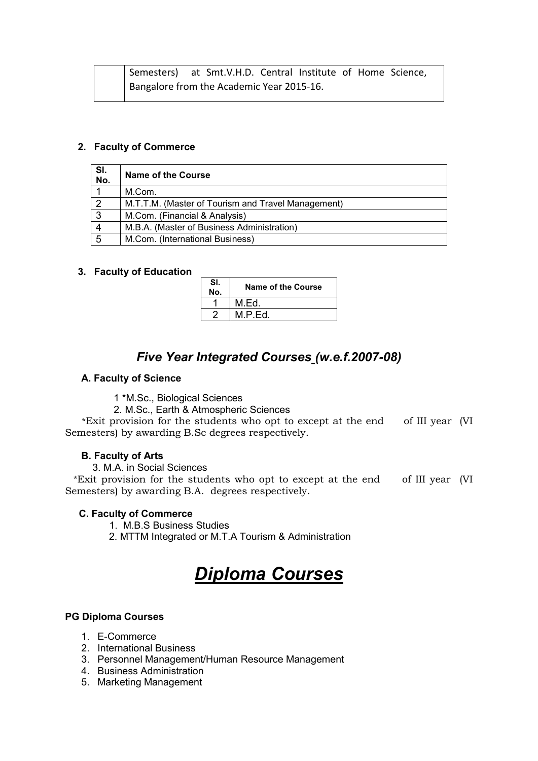|  | Semesters) at Smt.V.H.D. Central Institute of Home Science, Bangalore from the Academic Year 2015-16. |
|---|---|

**2. Faculty of Commerce**

| Sl. No. | Name of the Course |
|---|---|
| 1 | M.Com. |
| 2 | M.T.T.M. (Master of Tourism and Travel Management) |
| 3 | M.Com. (Financial & Analysis) |
| 4 | M.B.A. (Master of Business Administration) |
| 5 | M.Com. (International Business) |

**3. Faculty of Education**

| Sl. No. | Name of the Course |
|---|---|
| 1 | M.Ed. |
| 2 | M.P.Ed. |

## *Five Year Integrated Courses (w.e.f.2007-08)*

**A. Faculty of Science**

1 *M.Sc., Biological Sciences

2. M.Sc., Earth & Atmospheric Sciences

*Exit provision for the students who opt to except at the end of III year (VI Semesters) by awarding B.Sc degrees respectively.

**B. Faculty of Arts**

3. M.A. in Social Sciences

*Exit provision for the students who opt to except at the end of III year (VI Semesters) by awarding B.A. degrees respectively.

**C. Faculty of Commerce**

1. M.B.S Business Studies
2. MTTM Integrated or M.T.A Tourism & Administration

# *Diploma Courses*

**PG Diploma Courses**

1. E-Commerce
2. International Business
3. Personnel Management/Human Resource Management
4. Business Administration
5. Marketing Management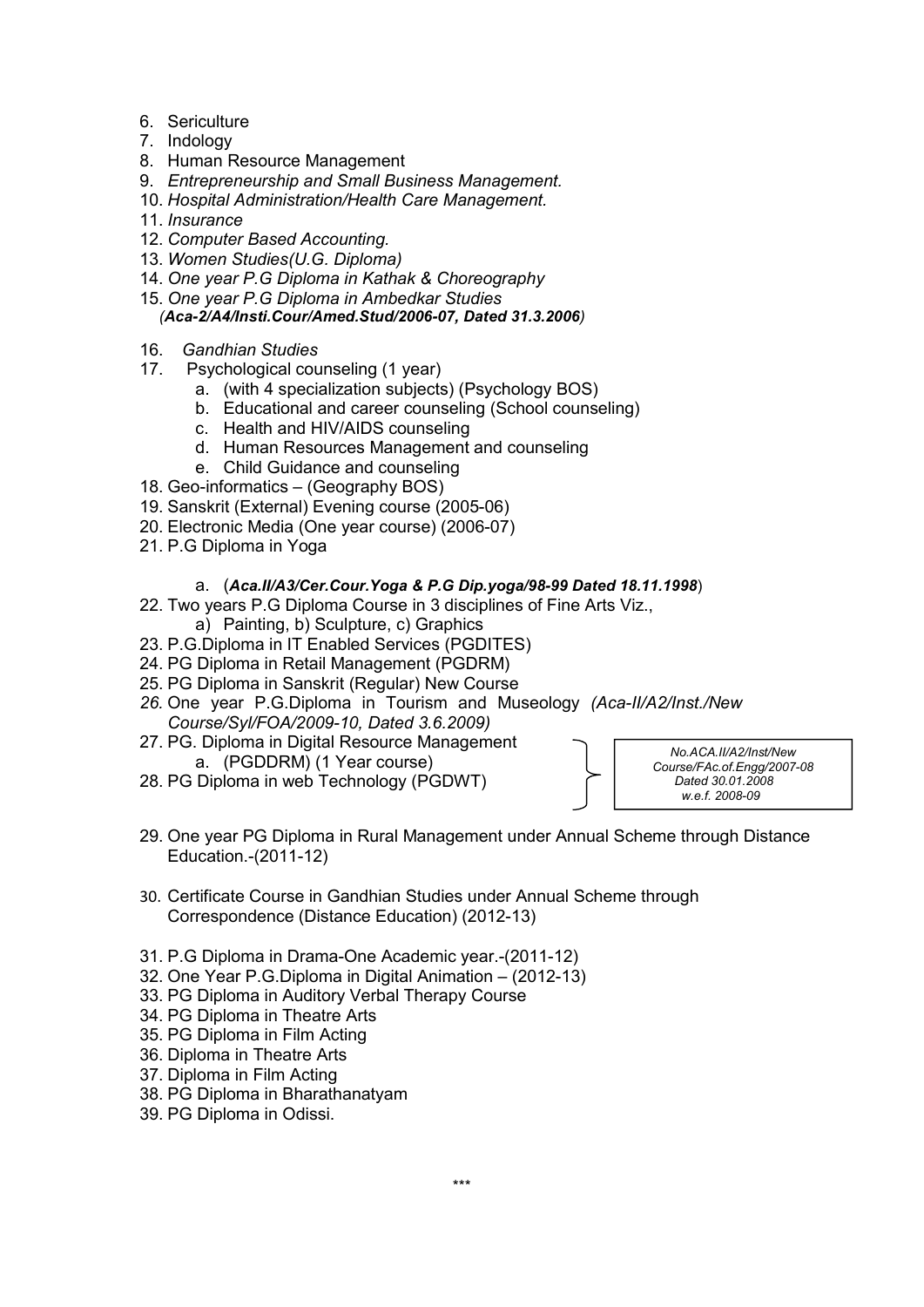6. Sericulture
7. Indology
8. Human Resource Management
9. *Entrepreneurship and Small Business Management.*
10. *Hospital Administration/Health Care Management.*
11. *Insurance*
12. *Computer Based Accounting.*
13. *Women Studies(U.G. Diploma)*
14. *One year P.G Diploma in Kathak & Choreography*
15. *One year P.G Diploma in Ambedkar Studies*
    ***(Aca-2/A4/Insti.Cour/Amed.Stud/2006-07, Dated 31.3.2006)***
16. *Gandhian Studies*
17. Psychological counseling (1 year)
    a. (with 4 specialization subjects) (Psychology BOS)
    b. Educational and career counseling (School counseling)
    c. Health and HIV/AIDS counseling
    d. Human Resources Management and counseling
    e. Child Guidance and counseling
18. Geo-informatics – (Geography BOS)
19. Sanskrit (External) Evening course (2005-06)
20. Electronic Media (One year course) (2006-07)
21. P.G Diploma in Yoga
    a. (***Aca.II/A3/Cer.Cour.Yoga & P.G Dip.yoga/98-99 Dated 18.11.1998***)
22. Two years P.G Diploma Course in 3 disciplines of Fine Arts Viz.,
    a) Painting, b) Sculpture, c) Graphics
23. P.G.Diploma in IT Enabled Services (PGDITES)
24. PG Diploma in Retail Management (PGDRM)
25. PG Diploma in Sanskrit (Regular) New Course
26. One year P.G.Diploma in Tourism and Museology *(Aca-II/A2/Inst./New Course/Syl/FOA/2009-10, Dated 3.6.2009)*
27. PG. Diploma in Digital Resource Management
    a. (PGDDRM) (1 Year course)
28. PG Diploma in web Technology (PGDWT)

*No.ACA.II/A2/Inst/New Course/FAc.of.Engg/2007-08 Dated 30.01.2008 w.e.f. 2008-09*

29. One year PG Diploma in Rural Management under Annual Scheme through Distance Education.-(2011-12)
30. Certificate Course in Gandhian Studies under Annual Scheme through Correspondence (Distance Education) (2012-13)
31. P.G Diploma in Drama-One Academic year.-(2011-12)
32. One Year P.G.Diploma in Digital Animation – (2012-13)
33. PG Diploma in Auditory Verbal Therapy Course
34. PG Diploma in Theatre Arts
35. PG Diploma in Film Acting
36. Diploma in Theatre Arts
37. Diploma in Film Acting
38. PG Diploma in Bharathanatyam
39. PG Diploma in Odissi.

\*\*\*